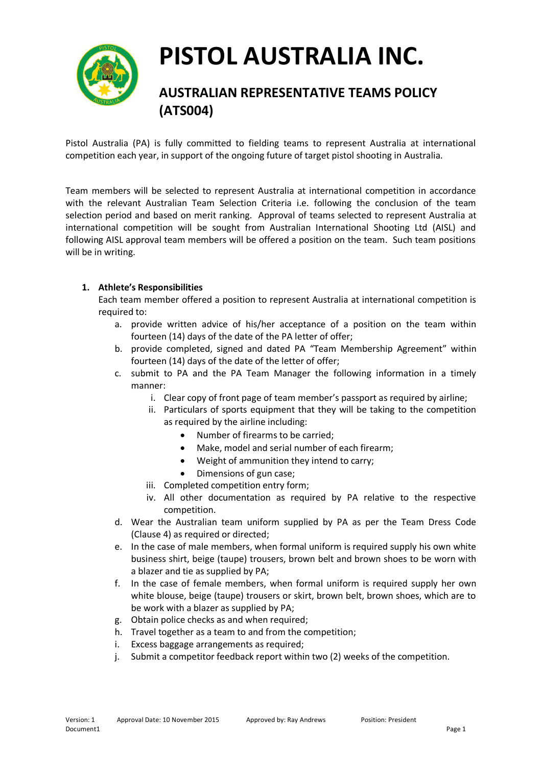# PISTOL AUSTRALIA INC.

## AUSTRALIAN REPRESENTATIVE TEAMS POLICY (ATS004)

Pistol Australia (PA) is fully committed to fielding teams to represent Australia at international competition each year, in support of the ongoing future of target pistol shooting in Australia.

Team members will be selected to represent Australia at international competition in accordance with the relevant Australian Team Selection Criteria i.e. following the conclusion of the team selection period and based on merit ranking. Approval of teams selected to represent Australia at international competition will be sought from Australian International Shooting Ltd (AISL) and following AISL approval team members will be offered a position on the team. Such team positions will be in writing.

1. **Athlete's Responsibilities**

   Each team member offered a position to represent Australia at international competition is required to:

   a. provide written advice of his/her acceptance of a position on the team within fourteen (14) days of the date of the PA letter of offer;

   b. provide completed, signed and dated PA "Team Membership Agreement" within fourteen (14) days of the date of the letter of offer;

   c. submit to PA and the PA Team Manager the following information in a timely manner:

      i. Clear copy of front page of team member's passport as required by airline;

      ii. Particulars of sports equipment that they will be taking to the competition as required by the airline including:

         - Number of firearms to be carried;
         - Make, model and serial number of each firearm;
         - Weight of ammunition they intend to carry;
         - Dimensions of gun case;

      iii. Completed competition entry form;

      iv. All other documentation as required by PA relative to the respective competition.

   d. Wear the Australian team uniform supplied by PA as per the Team Dress Code (Clause 4) as required or directed;

   e. In the case of male members, when formal uniform is required supply his own white business shirt, beige (taupe) trousers, brown belt and brown shoes to be worn with a blazer and tie as supplied by PA;

   f. In the case of female members, when formal uniform is required supply her own white blouse, beige (taupe) trousers or skirt, brown belt, brown shoes, which are to be work with a blazer as supplied by PA;

   g. Obtain police checks as and when required;

   h. Travel together as a team to and from the competition;

   i. Excess baggage arrangements as required;

   j. Submit a competitor feedback report within two (2) weeks of the competition.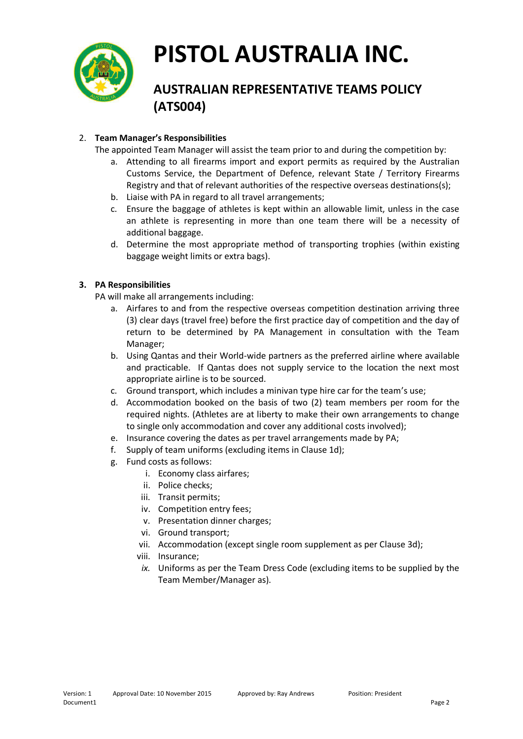# PISTOL AUSTRALIA INC.

## AUSTRALIAN REPRESENTATIVE TEAMS POLICY (ATS004)

2. **Team Manager's Responsibilities**

   The appointed Team Manager will assist the team prior to and during the competition by:

   a. Attending to all firearms import and export permits as required by the Australian Customs Service, the Department of Defence, relevant State / Territory Firearms Registry and that of relevant authorities of the respective overseas destinations(s);
   b. Liaise with PA in regard to all travel arrangements;
   c. Ensure the baggage of athletes is kept within an allowable limit, unless in the case an athlete is representing in more than one team there will be a necessity of additional baggage.
   d. Determine the most appropriate method of transporting trophies (within existing baggage weight limits or extra bags).

3. **PA Responsibilities**

   PA will make all arrangements including:

   a. Airfares to and from the respective overseas competition destination arriving three (3) clear days (travel free) before the first practice day of competition and the day of return to be determined by PA Management in consultation with the Team Manager;
   b. Using Qantas and their World-wide partners as the preferred airline where available and practicable. If Qantas does not supply service to the location the next most appropriate airline is to be sourced.
   c. Ground transport, which includes a minivan type hire car for the team's use;
   d. Accommodation booked on the basis of two (2) team members per room for the required nights. (Athletes are at liberty to make their own arrangements to change to single only accommodation and cover any additional costs involved);
   e. Insurance covering the dates as per travel arrangements made by PA;
   f. Supply of team uniforms (excluding items in Clause 1d);
   g. Fund costs as follows:
      i. Economy class airfares;
      ii. Police checks;
      iii. Transit permits;
      iv. Competition entry fees;
      v. Presentation dinner charges;
      vi. Ground transport;
      vii. Accommodation (except single room supplement as per Clause 3d);
      viii. Insurance;
      *ix.* Uniforms as per the Team Dress Code (excluding items to be supplied by the Team Member/Manager as).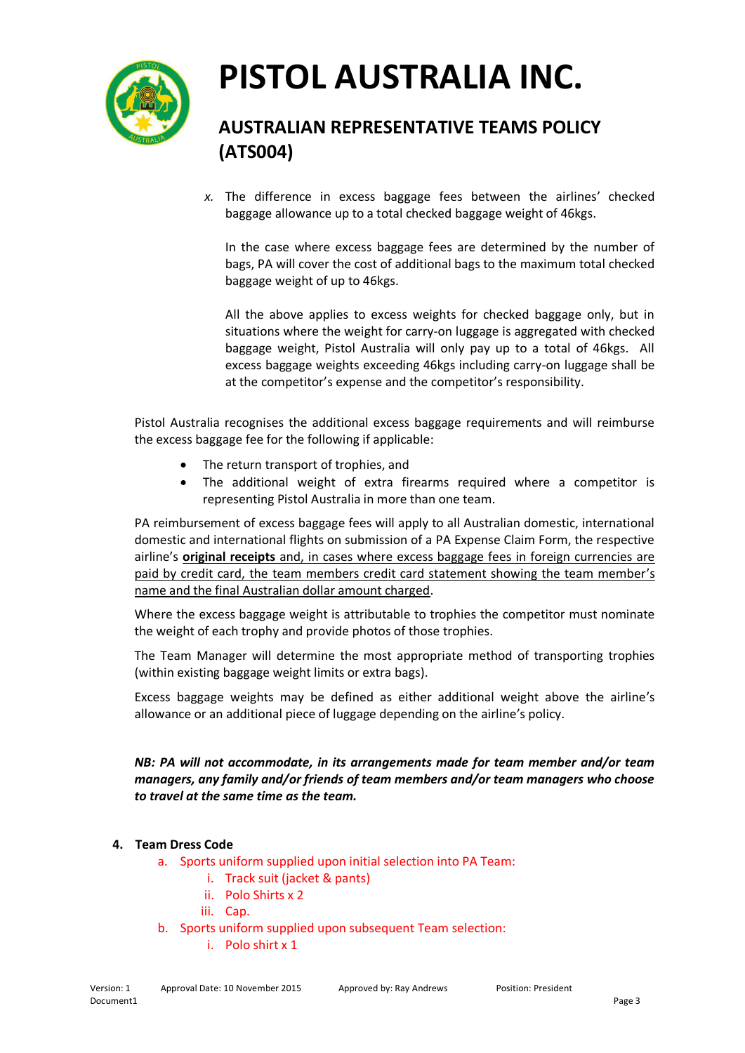x. The difference in excess baggage fees between the airlines' checked baggage allowance up to a total checked baggage weight of 46kgs.

   In the case where excess baggage fees are determined by the number of bags, PA will cover the cost of additional bags to the maximum total checked baggage weight of up to 46kgs.

   All the above applies to excess weights for checked baggage only, but in situations where the weight for carry-on luggage is aggregated with checked baggage weight, Pistol Australia will only pay up to a total of 46kgs. All excess baggage weights exceeding 46kgs including carry-on luggage shall be at the competitor's expense and the competitor's responsibility.

Pistol Australia recognises the additional excess baggage requirements and will reimburse the excess baggage fee for the following if applicable:

- The return transport of trophies, and
- The additional weight of extra firearms required where a competitor is representing Pistol Australia in more than one team.

PA reimbursement of excess baggage fees will apply to all Australian domestic, international domestic and international flights on submission of a PA Expense Claim Form, the respective airline's **original receipts** and, in cases where excess baggage fees in foreign currencies are paid by credit card, the team members credit card statement showing the team member's name and the final Australian dollar amount charged.

Where the excess baggage weight is attributable to trophies the competitor must nominate the weight of each trophy and provide photos of those trophies.

The Team Manager will determine the most appropriate method of transporting trophies (within existing baggage weight limits or extra bags).

Excess baggage weights may be defined as either additional weight above the airline's allowance or an additional piece of luggage depending on the airline's policy.

***NB: PA will not accommodate, in its arrangements made for team member and/or team managers, any family and/or friends of team members and/or team managers who choose to travel at the same time as the team.***

## 4. Team Dress Code

a. Sports uniform supplied upon initial selection into PA Team:
   i. Track suit (jacket & pants)
   ii. Polo Shirts x 2
   iii. Cap.
b. Sports uniform supplied upon subsequent Team selection:
   i. Polo shirt x 1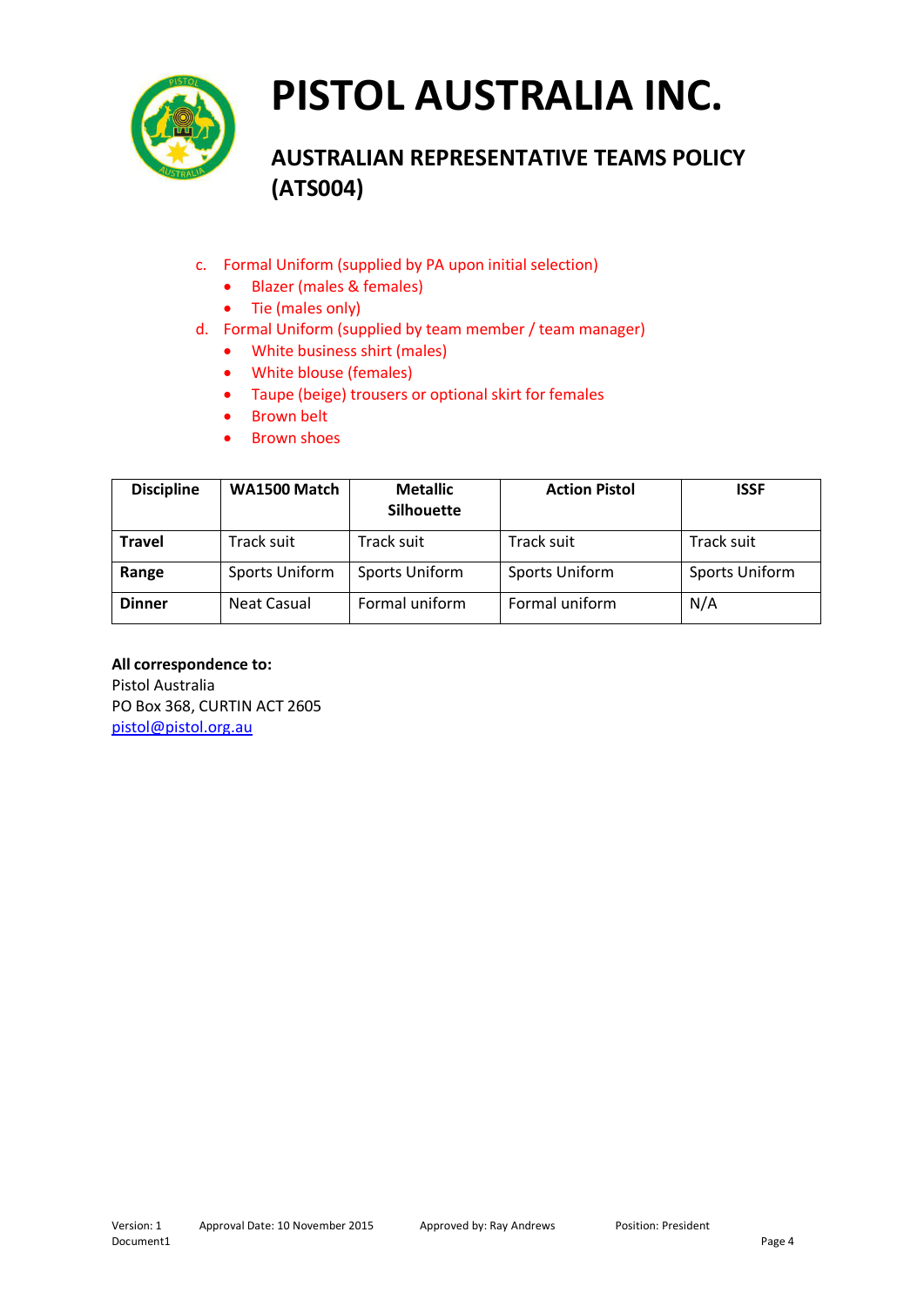# PISTOL AUSTRALIA INC.

## AUSTRALIAN REPRESENTATIVE TEAMS POLICY (ATS004)

c. Formal Uniform (supplied by PA upon initial selection)
   - Blazer (males & females)
   - Tie (males only)

d. Formal Uniform (supplied by team member / team manager)
   - White business shirt (males)
   - White blouse (females)
   - Taupe (beige) trousers or optional skirt for females
   - Brown belt
   - Brown shoes

| Discipline | WA1500 Match | Metallic Silhouette | Action Pistol | ISSF |
|---|---|---|---|---|
| **Travel** | Track suit | Track suit | Track suit | Track suit |
| **Range** | Sports Uniform | Sports Uniform | Sports Uniform | Sports Uniform |
| **Dinner** | Neat Casual | Formal uniform | Formal uniform | N/A |

**All correspondence to:**
Pistol Australia
PO Box 368, CURTIN ACT 2605
pistol@pistol.org.au